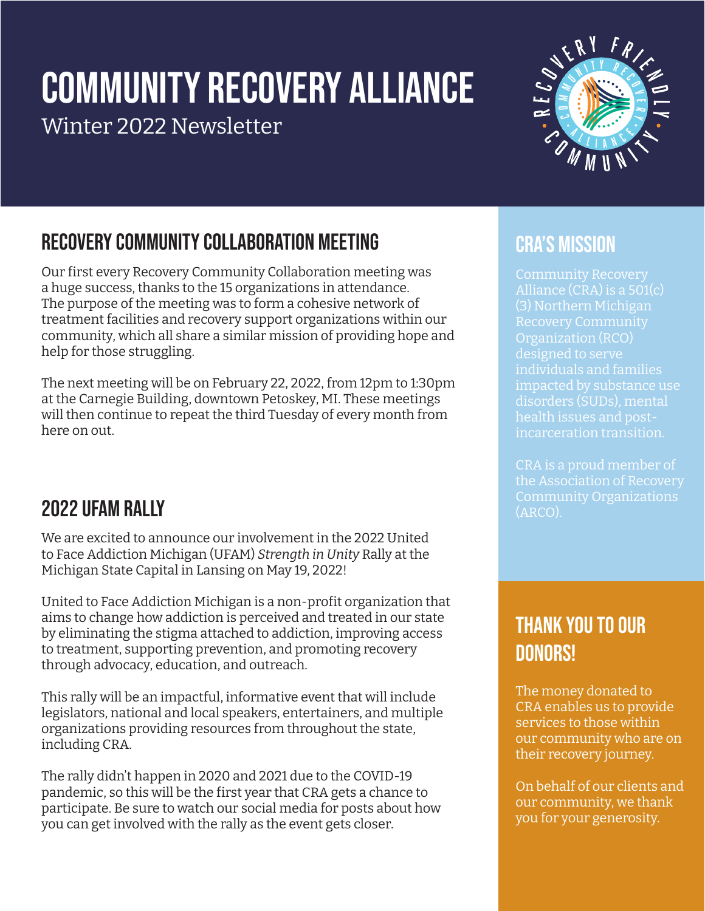# COMMUNITY RECOVERY ALLIANCE

Winter 2022 Newsletter

## RECOVERY COMMUNITY COLLABORATION MEETING

Our first every Recovery Community Collaboration meeting was a huge success, thanks to the 15 organizations in attendance. The purpose of the meeting was to form a cohesive network of treatment facilities and recovery support organizations within our community, which all share a similar mission of providing hope and help for those struggling.

The next meeting will be on February 22, 2022, from 12pm to 1:30pm at the Carnegie Building, downtown Petoskey, MI. These meetings will then continue to repeat the third Tuesday of every month from here on out.

## 2022 UFAM RALLY

We are excited to announce our involvement in the 2022 United to Face Addiction Michigan (UFAM) *Strength in Unity* Rally at the Michigan State Capital in Lansing on May 19, 2022!

United to Face Addiction Michigan is a non-profit organization that aims to change how addiction is perceived and treated in our state by eliminating the stigma attached to addiction, improving access to treatment, supporting prevention, and promoting recovery through advocacy, education, and outreach.

This rally will be an impactful, informative event that will include legislators, national and local speakers, entertainers, and multiple organizations providing resources from throughout the state, including CRA.

The rally didn't happen in 2020 and 2021 due to the COVID-19 pandemic, so this will be the first year that CRA gets a chance to participate. Be sure to watch our social media for posts about how you can get involved with the rally as the event gets closer.

## CRA'S MISSION

Community Recovery Alliance (CRA) is a 501(c)(3) Northern Michigan Recovery Community Organization (RCO) designed to serve individuals and families impacted by substance use disorders (SUDs), mental health issues and post-incarceration transition.

CRA is a proud member of the Association of Recovery Community Organizations (ARCO).

## THANK YOU TO OUR DONORS!

The money donated to CRA enables us to provide services to those within our community who are on their recovery journey.

On behalf of our clients and our community, we thank you for your generosity.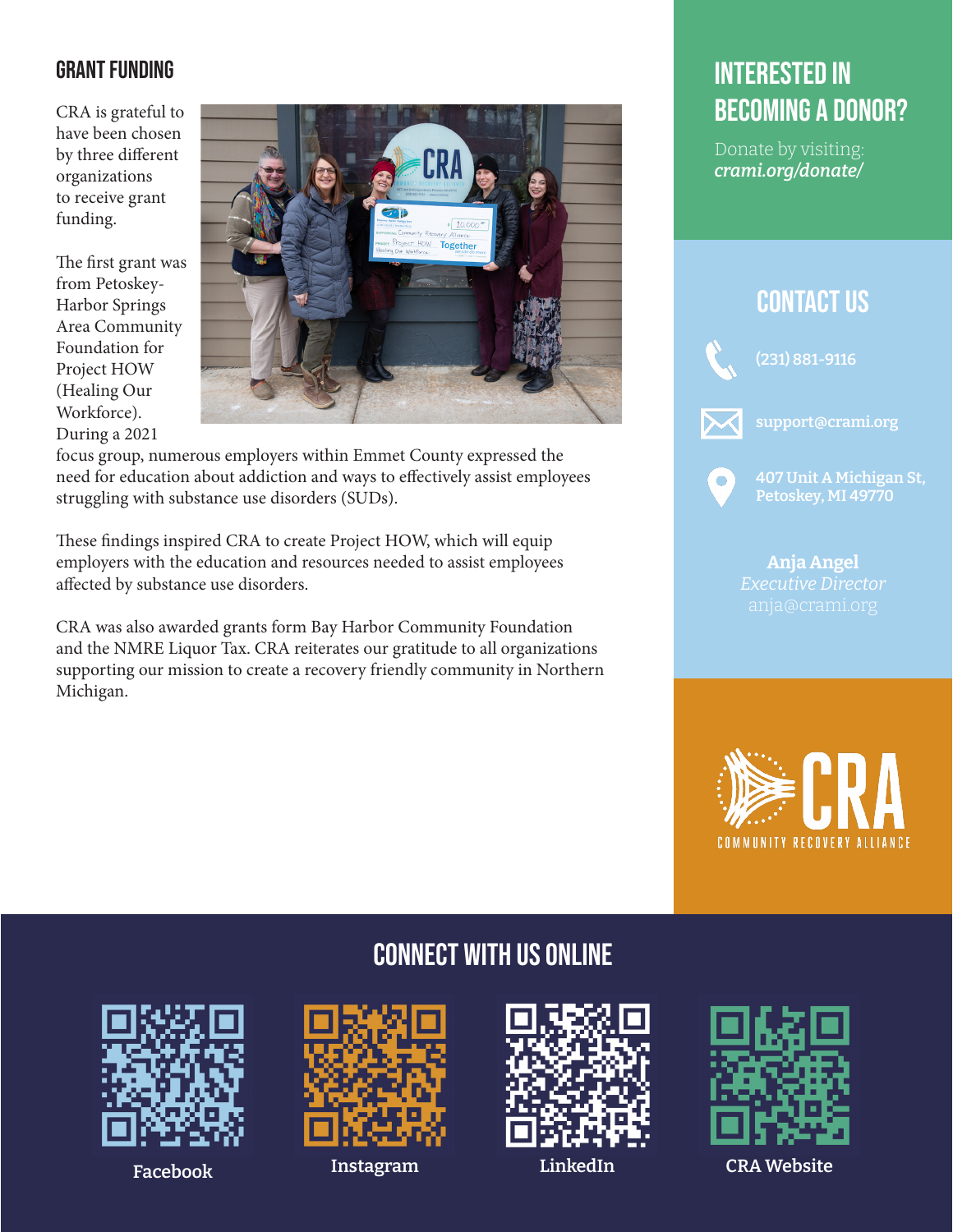## GRANT FUNDING

CRA is grateful to have been chosen by three different organizations to receive grant funding.

The first grant was from Petoskey-Harbor Springs Area Community Foundation for Project HOW (Healing Our Workforce). During a 2021 focus group, numerous employers within Emmet County expressed the need for education about addiction and ways to effectively assist employees struggling with substance use disorders (SUDs).

These findings inspired CRA to create Project HOW, which will equip employers with the education and resources needed to assist employees affected by substance use disorders.

CRA was also awarded grants form Bay Harbor Community Foundation and the NMRE Liquor Tax. CRA reiterates our gratitude to all organizations supporting our mission to create a recovery friendly community in Northern Michigan.

## INTERESTED IN BECOMING A DONOR?

Donate by visiting:
*crami.org/donate/*

## CONTACT US

(231) 881-9116

support@crami.org

407 Unit A Michigan St,
Petoskey, MI 49770

**Anja Angel**
*Executive Director*
anja@crami.org

CRA
COMMUNITY RECOVERY ALLIANCE

## CONNECT WITH US ONLINE

Facebook

Instagram

LinkedIn

CRA Website